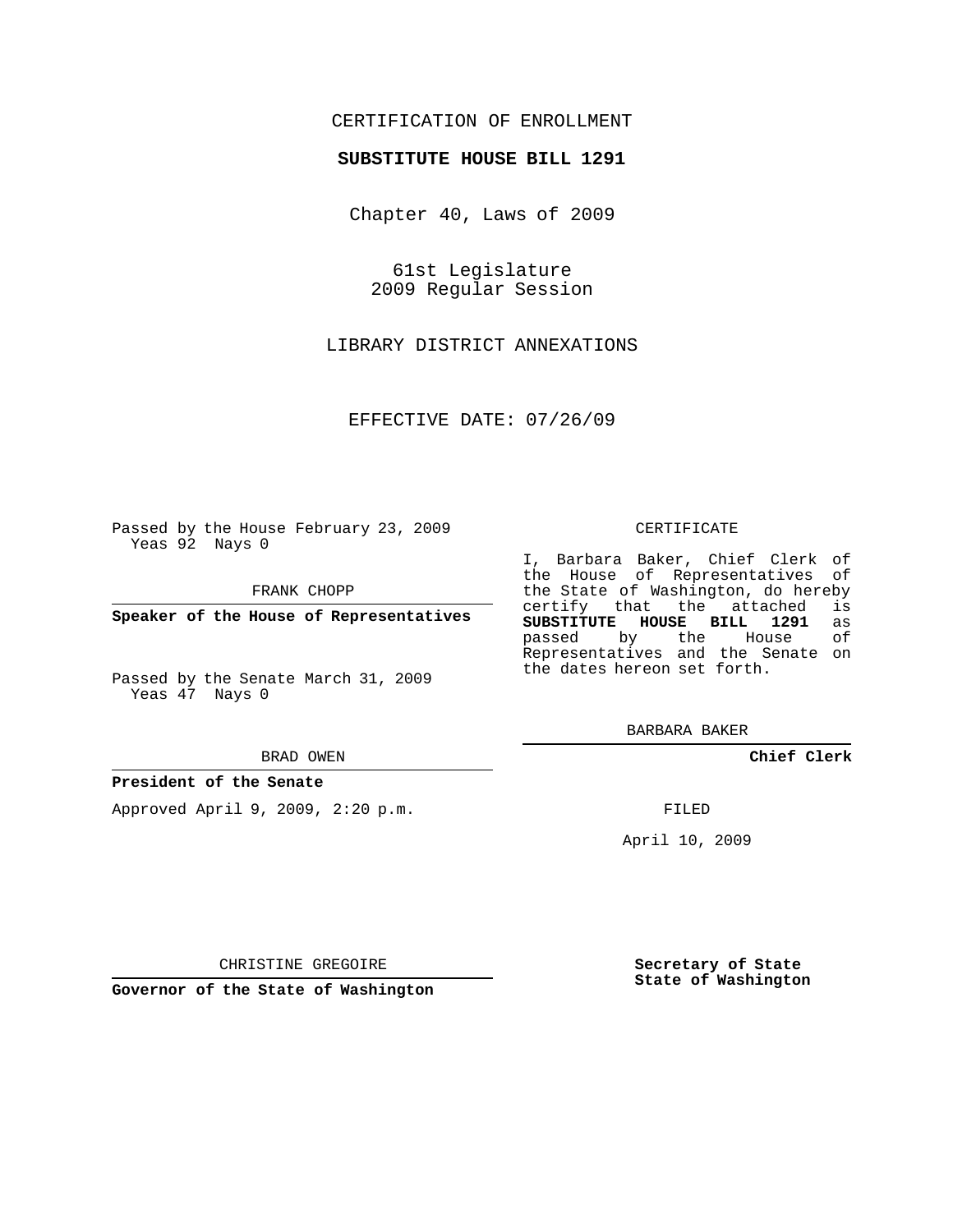CERTIFICATION OF ENROLLMENT

**SUBSTITUTE HOUSE BILL 1291**

Chapter 40, Laws of 2009

61st Legislature
2009 Regular Session

LIBRARY DISTRICT ANNEXATIONS

EFFECTIVE DATE: 07/26/09

Passed by the House February 23, 2009
Yeas 92 Nays 0

FRANK CHOPP

**Speaker of the House of Representatives**

Passed by the Senate March 31, 2009
Yeas 47 Nays 0

BRAD OWEN

**President of the Senate**

Approved April 9, 2009, 2:20 p.m.

CHRISTINE GREGOIRE

**Governor of the State of Washington**

CERTIFICATE

I, Barbara Baker, Chief Clerk of the House of Representatives of the State of Washington, do hereby certify that the attached is **SUBSTITUTE HOUSE BILL 1291** as passed by the House of Representatives and the Senate on the dates hereon set forth.

BARBARA BAKER

**Chief Clerk**

FILED

April 10, 2009

**Secretary of State**
**State of Washington**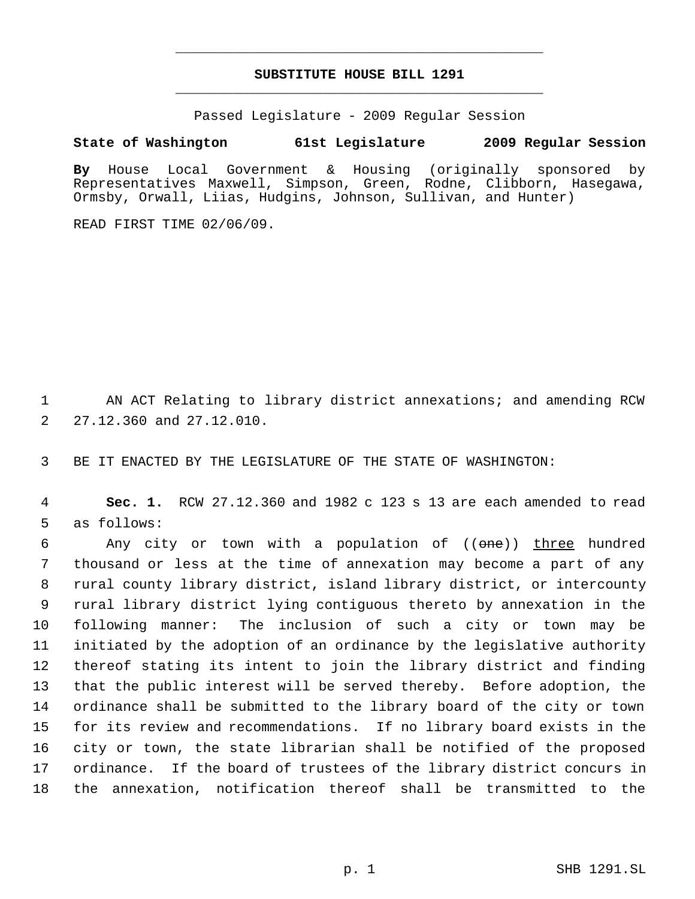**SUBSTITUTE HOUSE BILL 1291**

Passed Legislature - 2009 Regular Session

**State of Washington 61st Legislature 2009 Regular Session**

**By** House Local Government & Housing (originally sponsored by Representatives Maxwell, Simpson, Green, Rodne, Clibborn, Hasegawa, Ormsby, Orwall, Liias, Hudgins, Johnson, Sullivan, and Hunter)

READ FIRST TIME 02/06/09.

AN ACT Relating to library district annexations; and amending RCW 27.12.360 and 27.12.010.

BE IT ENACTED BY THE LEGISLATURE OF THE STATE OF WASHINGTON:

**Sec. 1.** RCW 27.12.360 and 1982 c 123 s 13 are each amended to read as follows:

Any city or town with a population of ((~~one~~)) <u>three</u> hundred thousand or less at the time of annexation may become a part of any rural county library district, island library district, or intercounty rural library district lying contiguous thereto by annexation in the following manner: The inclusion of such a city or town may be initiated by the adoption of an ordinance by the legislative authority thereof stating its intent to join the library district and finding that the public interest will be served thereby. Before adoption, the ordinance shall be submitted to the library board of the city or town for its review and recommendations. If no library board exists in the city or town, the state librarian shall be notified of the proposed ordinance. If the board of trustees of the library district concurs in the annexation, notification thereof shall be transmitted to the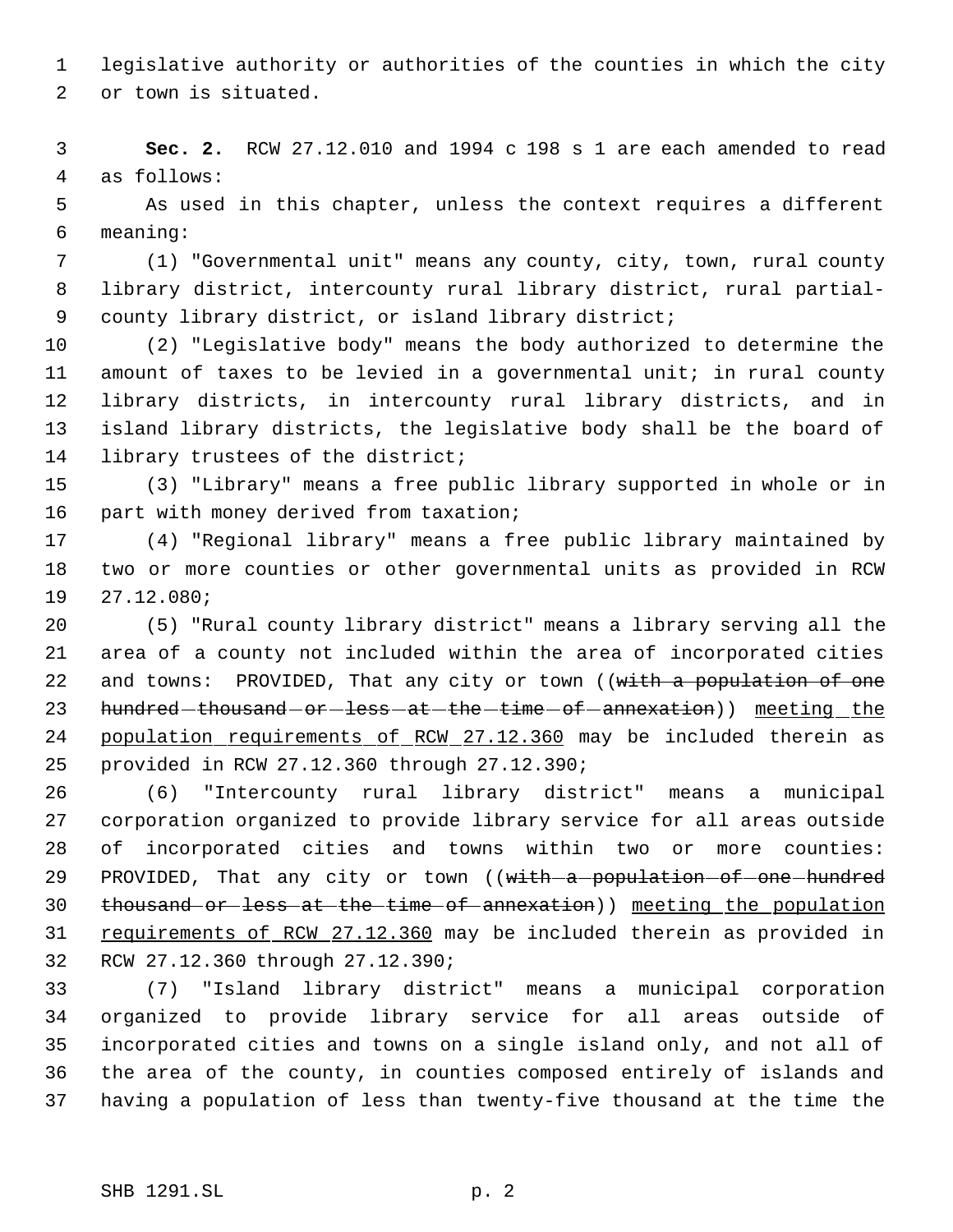legislative authority or authorities of the counties in which the city or town is situated.

**Sec. 2.** RCW 27.12.010 and 1994 c 198 s 1 are each amended to read as follows:

As used in this chapter, unless the context requires a different meaning:

(1) "Governmental unit" means any county, city, town, rural county library district, intercounty rural library district, rural partial-county library district, or island library district;

(2) "Legislative body" means the body authorized to determine the amount of taxes to be levied in a governmental unit; in rural county library districts, in intercounty rural library districts, and in island library districts, the legislative body shall be the board of library trustees of the district;

(3) "Library" means a free public library supported in whole or in part with money derived from taxation;

(4) "Regional library" means a free public library maintained by two or more counties or other governmental units as provided in RCW 27.12.080;

(5) "Rural county library district" means a library serving all the area of a county not included within the area of incorporated cities and towns: PROVIDED, That any city or town ((~~with a population of one hundred thousand or less at the time of annexation~~)) <u>meeting the population requirements of RCW 27.12.360</u> may be included therein as provided in RCW 27.12.360 through 27.12.390;

(6) "Intercounty rural library district" means a municipal corporation organized to provide library service for all areas outside of incorporated cities and towns within two or more counties: PROVIDED, That any city or town ((~~with a population of one hundred thousand or less at the time of annexation~~)) <u>meeting the population requirements of RCW 27.12.360</u> may be included therein as provided in RCW 27.12.360 through 27.12.390;

(7) "Island library district" means a municipal corporation organized to provide library service for all areas outside of incorporated cities and towns on a single island only, and not all of the area of the county, in counties composed entirely of islands and having a population of less than twenty-five thousand at the time the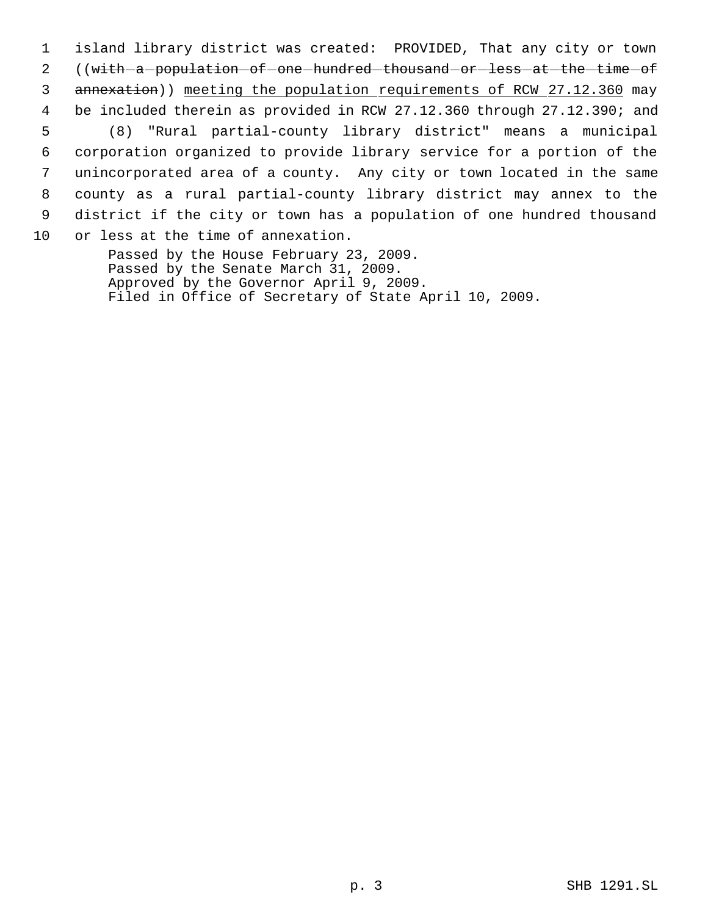island library district was created: PROVIDED, That any city or town ((~~with a population of one hundred thousand or less at the time of annexation~~)) meeting the population requirements of RCW 27.12.360 may be included therein as provided in RCW 27.12.360 through 27.12.390; and

(8) "Rural partial-county library district" means a municipal corporation organized to provide library service for a portion of the unincorporated area of a county. Any city or town located in the same county as a rural partial-county library district may annex to the district if the city or town has a population of one hundred thousand or less at the time of annexation.

Passed by the House February 23, 2009.
Passed by the Senate March 31, 2009.
Approved by the Governor April 9, 2009.
Filed in Office of Secretary of State April 10, 2009.